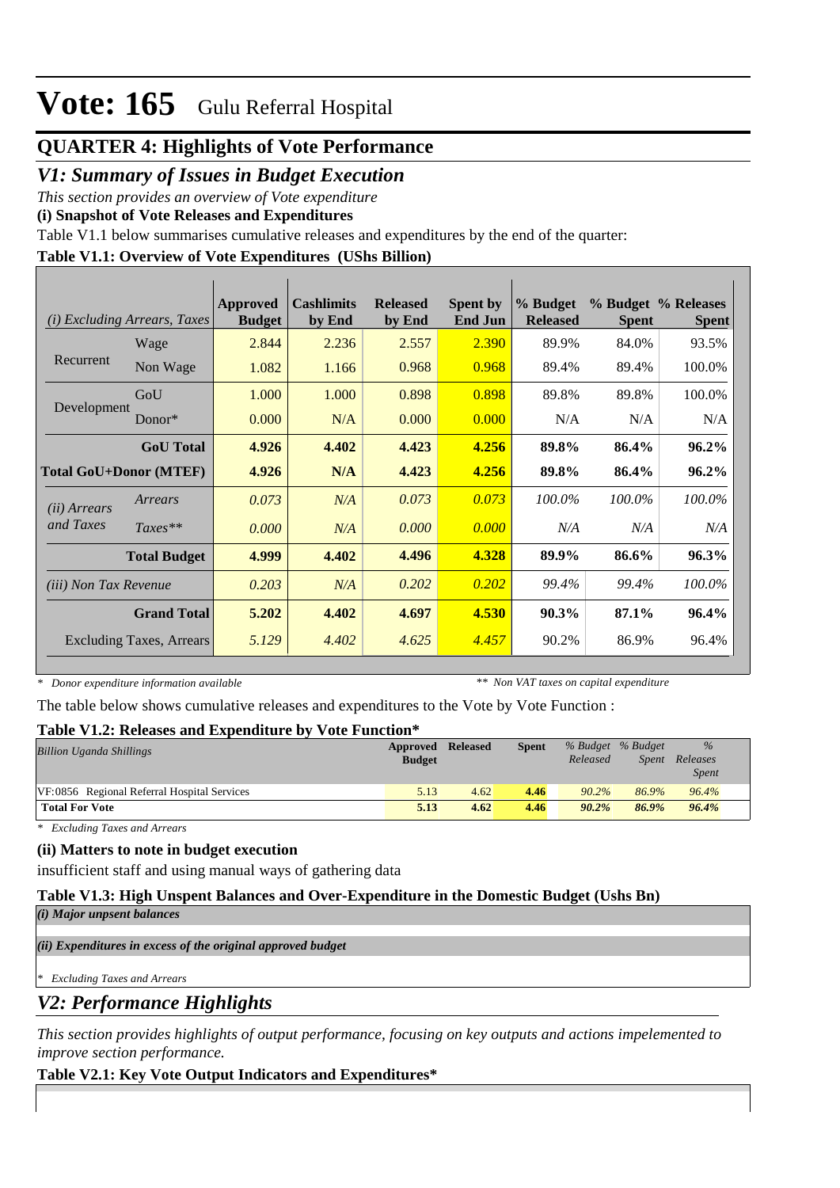# Vote: 165 Gulu Referral Hospital

## QUARTER 4: Highlights of Vote Performance

## *V1: Summary of Issues in Budget Execution*

*This section provides an overview of Vote expenditure*

**(i) Snapshot of Vote Releases and Expenditures**

Table V1.1 below summarises cumulative releases and expenditures by the end of the quarter:

**Table V1.1: Overview of Vote Expenditures (UShs Billion)**

| *(i) Excluding Arrears, Taxes* | | Approved Budget | Cashlimits by End | Released by End | Spent by End Jun | % Budget Released | % Budget Spent | % Releases Spent |
|---|---|---|---|---|---|---|---|---|
| Recurrent | Wage | 2.844 | 2.236 | 2.557 | 2.390 | 89.9% | 84.0% | 93.5% |
| | Non Wage | 1.082 | 1.166 | 0.968 | 0.968 | 89.4% | 89.4% | 100.0% |
| Development | GoU | 1.000 | 1.000 | 0.898 | 0.898 | 89.8% | 89.8% | 100.0% |
| | Donor* | 0.000 | N/A | 0.000 | 0.000 | N/A | N/A | N/A |
| | **GoU Total** | **4.926** | **4.402** | **4.423** | **4.256** | **89.8%** | **86.4%** | **96.2%** |
| **Total GoU+Donor (MTEF)** | | **4.926** | **N/A** | **4.423** | **4.256** | **89.8%** | **86.4%** | **96.2%** |
| *(ii) Arrears and Taxes* | *Arrears* | *0.073* | *N/A* | *0.073* | *0.073* | *100.0%* | *100.0%* | *100.0%* |
| | *Taxes*** | *0.000* | *N/A* | *0.000* | *0.000* | *N/A* | *N/A* | *N/A* |
| | **Total Budget** | **4.999** | **4.402** | **4.496** | **4.328** | **89.9%** | **86.6%** | **96.3%** |
| *(iii) Non Tax Revenue* | | *0.203* | *N/A* | *0.202* | *0.202* | *99.4%* | *99.4%* | *100.0%* |
| | **Grand Total** | **5.202** | **4.402** | **4.697** | **4.530** | **90.3%** | **87.1%** | **96.4%** |
| Excluding Taxes, Arrears | | *5.129* | *4.402* | *4.625* | *4.457* | 90.2% | 86.9% | 96.4% |

*\* Donor expenditure information available* *\*\* Non VAT taxes on capital expenditure*

The table below shows cumulative releases and expenditures to the Vote by Vote Function :

**Table V1.2: Releases and Expenditure by Vote Function***

| *Billion Uganda Shillings* | Approved Budget | Released | Spent | *% Budget Released* | *% Budget Spent* | *% Releases Spent* |
|---|---|---|---|---|---|---|
| VF:0856 Regional Referral Hospital Services | 5.13 | 4.62 | **4.46** | *90.2%* | *86.9%* | *96.4%* |
| **Total For Vote** | **5.13** | **4.62** | **4.46** | ***90.2%*** | ***86.9%*** | ***96.4%*** |

*\* Excluding Taxes and Arrears*

**(ii) Matters to note in budget execution**

insufficient staff and using manual ways of gathering data

**Table V1.3: High Unspent Balances and Over-Expenditure in the Domestic Budget (Ushs Bn)**

***(i) Major unpsent balances***

***(ii) Expenditures in excess of the original approved budget***

*\* Excluding Taxes and Arrears*

## *V2: Performance Highlights*

*This section provides highlights of output performance, focusing on key outputs and actions impelemented to improve section performance.*

**Table V2.1: Key Vote Output Indicators and Expenditures***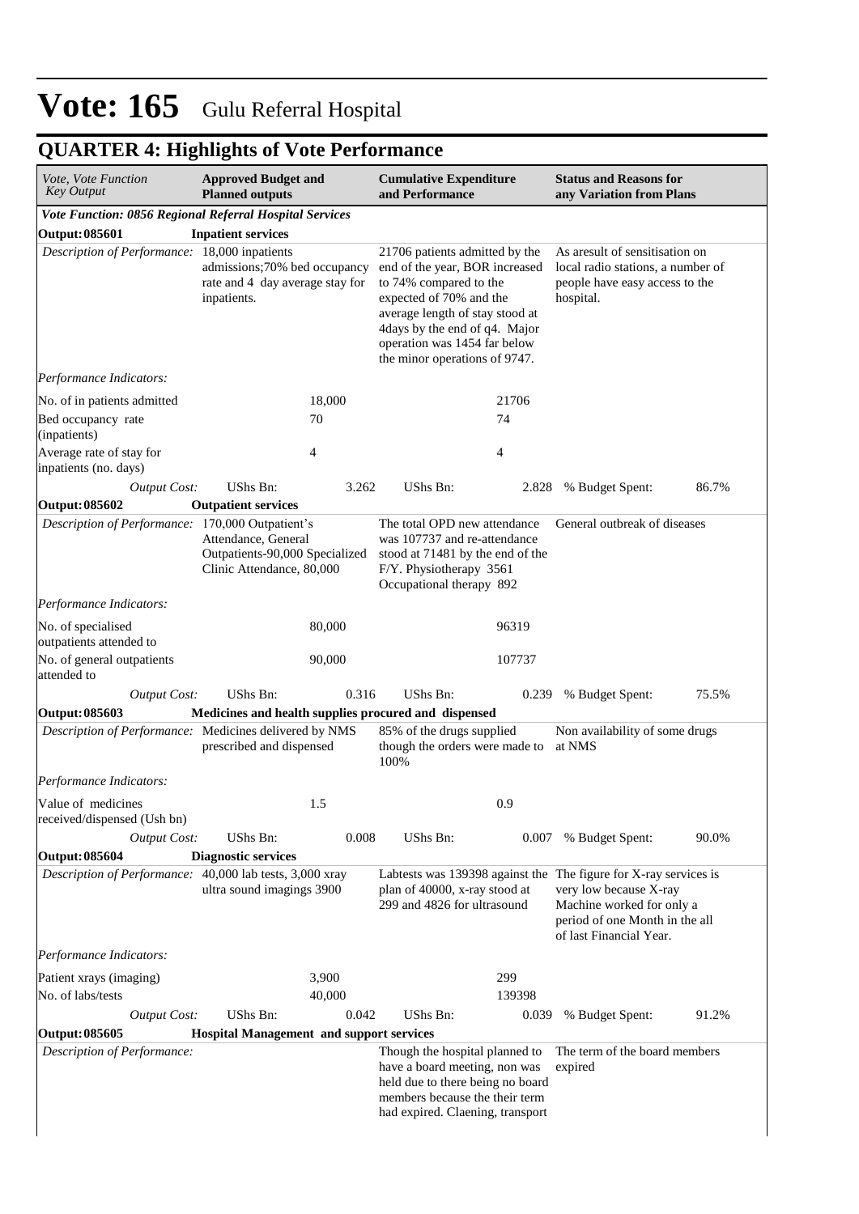# Vote: 165 Gulu Referral Hospital

## QUARTER 4: Highlights of Vote Performance

| *Vote, Vote Function Key Output* | **Approved Budget and Planned outputs** | | **Cumulative Expenditure and Performance** | | **Status and Reasons for any Variation from Plans** | |
|---|---|---|---|---|---|---|
| ***Vote Function: 0856 Regional Referral Hospital Services*** | | | | | | |
| **Output: 085601** | **Inpatient services** | | | | | |
| *Description of Performance:* | 18,000 inpatients admissions;70% bed occupancy rate and 4 day average stay for inpatients. | | 21706 patients admitted by the end of the year, BOR increased to 74% compared to the expected of 70% and the average length of stay stood at 4days by the end of q4. Major operation was 1454 far below the minor operations of 9747. | | As aresult of sensitisation on local radio stations, a number of people have easy access to the hospital. | |
| *Performance Indicators:* | | | | | | |
| No. of in patients admitted | | 18,000 | | 21706 | | |
| Bed occupancy rate (inpatients) | | 70 | | 74 | | |
| Average rate of stay for inpatients (no. days) | | 4 | | 4 | | |
| *Output Cost:* | UShs Bn: | 3.262 | UShs Bn: | 2.828 | % Budget Spent: | 86.7% |
| **Output: 085602** | **Outpatient services** | | | | | |
| *Description of Performance:* | 170,000 Outpatient's Attendance, General Outpatients-90,000 Specialized Clinic Attendance, 80,000 | | The total OPD new attendance was 107737 and re-attendance stood at 71481 by the end of the F/Y. Physiotherapy 3561 Occupational therapy 892 | | General outbreak of diseases | |
| *Performance Indicators:* | | | | | | |
| No. of specialised outpatients attended to | | 80,000 | | 96319 | | |
| No. of general outpatients attended to | | 90,000 | | 107737 | | |
| *Output Cost:* | UShs Bn: | 0.316 | UShs Bn: | 0.239 | % Budget Spent: | 75.5% |
| **Output: 085603** | **Medicines and health supplies procured and dispensed** | | | | | |
| *Description of Performance:* | Medicines delivered by NMS prescribed and dispensed | | 85% of the drugs supplied though the orders were made to 100% | | Non availability of some drugs at NMS | |
| *Performance Indicators:* | | | | | | |
| Value of medicines received/dispensed (Ush bn) | | 1.5 | | 0.9 | | |
| *Output Cost:* | UShs Bn: | 0.008 | UShs Bn: | 0.007 | % Budget Spent: | 90.0% |
| **Output: 085604** | **Diagnostic services** | | | | | |
| *Description of Performance:* | 40,000 lab tests, 3,000 xray ultra sound imagings 3900 | | Labtests was 139398 against the plan of 40000, x-ray stood at 299 and 4826 for ultrasound | | The figure for X-ray services is very low because X-ray Machine worked for only a period of one Month in the all of last Financial Year. | |
| *Performance Indicators:* | | | | | | |
| Patient xrays (imaging) | | 3,900 | | 299 | | |
| No. of labs/tests | | 40,000 | | 139398 | | |
| *Output Cost:* | UShs Bn: | 0.042 | UShs Bn: | 0.039 | % Budget Spent: | 91.2% |
| **Output: 085605** | **Hospital Management and support services** | | | | | |
| *Description of Performance:* | | | Though the hospital planned to have a board meeting, non was held due to there being no board members because the their term had expired. Claening, transport | | The term of the board members expired | |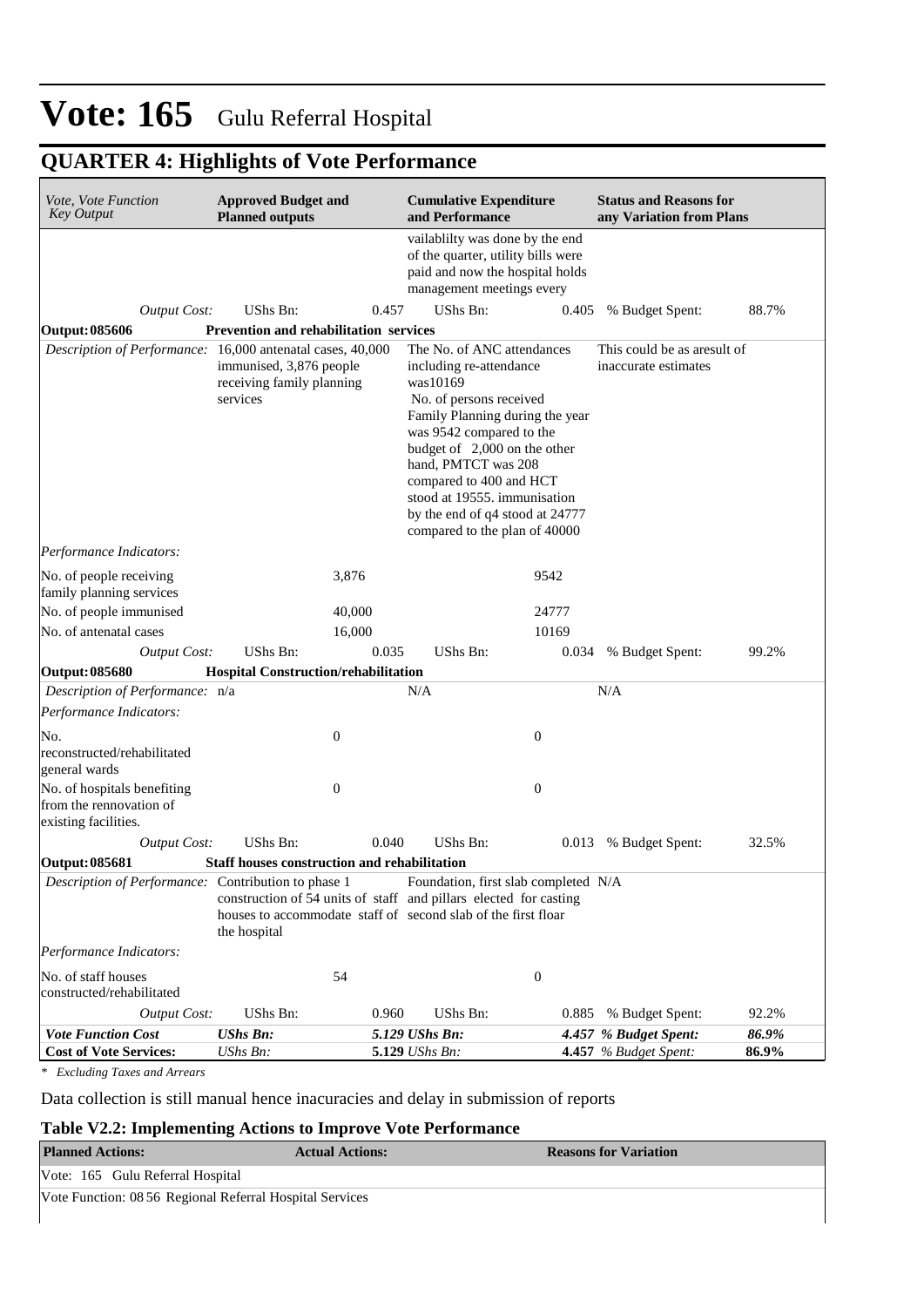# Vote: 165 Gulu Referral Hospital

## QUARTER 4: Highlights of Vote Performance

| *Vote, Vote Function Key Output* | **Approved Budget and Planned outputs** | | **Cumulative Expenditure and Performance** | | **Status and Reasons for any Variation from Plans** | |
|---|---|---|---|---|---|---|
| | | | vailablilty was done by the end of the quarter, utility bills were paid and now the hospital holds management meetings every | | | |
| *Output Cost:* | UShs Bn: | 0.457 | UShs Bn: | 0.405 | % Budget Spent: | 88.7% |
| **Output: 085606** | **Prevention and rehabilitation services** | | | | | |
| *Description of Performance:* | 16,000 antenatal cases, 40,000 immunised, 3,876 people receiving family planning services | | The No. of ANC attendances including re-attendance was10169 No. of persons received Family Planning during the year was 9542 compared to the budget of 2,000 on the other hand, PMTCT was 208 compared to 400 and HCT stood at 19555. immunisation by the end of q4 stood at 24777 compared to the plan of 40000 | | This could be as aresult of inaccurate estimates | |
| *Performance Indicators:* | | | | | | |
| No. of people receiving family planning services | | 3,876 | | 9542 | | |
| No. of people immunised | | 40,000 | | 24777 | | |
| No. of antenatal cases | | 16,000 | | 10169 | | |
| *Output Cost:* | UShs Bn: | 0.035 | UShs Bn: | 0.034 | % Budget Spent: | 99.2% |
| **Output: 085680** | **Hospital Construction/rehabilitation** | | | | | |
| *Description of Performance:* | n/a | | N/A | | N/A | |
| *Performance Indicators:* | | | | | | |
| No. reconstructed/rehabilitated general wards | | 0 | | 0 | | |
| No. of hospitals benefiting from the rennovation of existing facilities. | | 0 | | 0 | | |
| *Output Cost:* | UShs Bn: | 0.040 | UShs Bn: | 0.013 | % Budget Spent: | 32.5% |
| **Output: 085681** | **Staff houses construction and rehabilitation** | | | | | |
| *Description of Performance:* | Contribution to phase 1 construction of 54 units of staff houses to accommodate staff of the hospital | | Foundation, first slab completed and pillars elected for casting second slab of the first floar | | N/A | |
| *Performance Indicators:* | | | | | | |
| No. of staff houses constructed/rehabilitated | | 54 | | 0 | | |
| *Output Cost:* | UShs Bn: | 0.960 | UShs Bn: | 0.885 | % Budget Spent: | 92.2% |
| ***Vote Function Cost*** | ***UShs Bn:*** | | ***5.129 UShs Bn:*** | | ***4.457 % Budget Spent:*** | ***86.9%*** |
| **Cost of Vote Services:** | *UShs Bn:* | | **5.129** *UShs Bn:* | | **4.457** *% Budget Spent:* | **86.9%** |

*\* Excluding Taxes and Arrears*

Data collection is still manual hence inacuracies and delay in submission of reports

### Table V2.2: Implementing Actions to Improve Vote Performance

| **Planned Actions:** | **Actual Actions:** | **Reasons for Variation** |
|---|---|---|
| Vote: 165 Gulu Referral Hospital | | |
| Vote Function: 08 56 Regional Referral Hospital Services | | |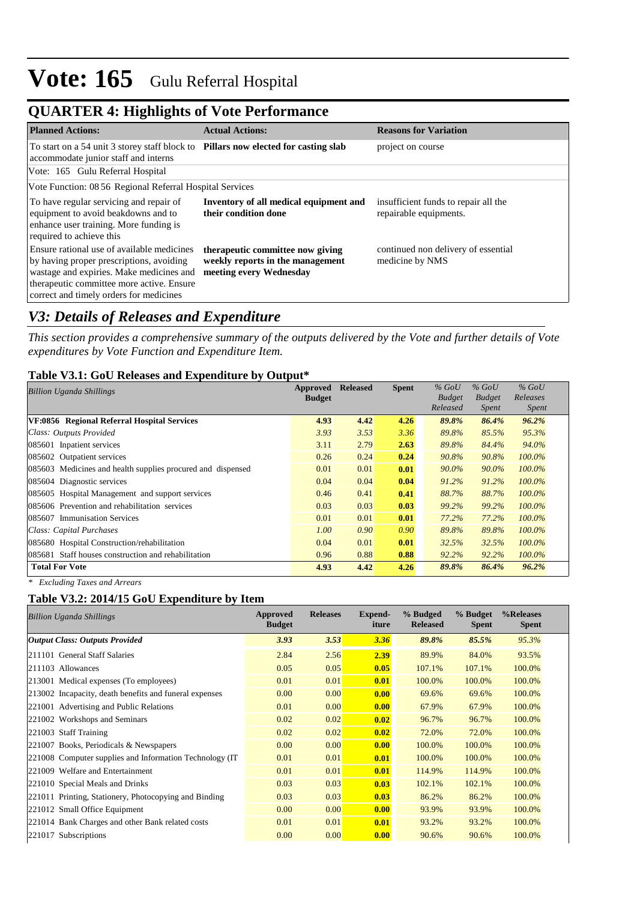# Vote: 165 Gulu Referral Hospital

## QUARTER 4: Highlights of Vote Performance

| Planned Actions: | Actual Actions: | Reasons for Variation |
|---|---|---|
| To start on a 54 unit 3 storey staff block to accommodate junior staff and interns | **Pillars now elected for casting slab** | project on course |
| Vote: 165 Gulu Referral Hospital | | |
| Vote Function: 08 56 Regional Referral Hospital Services | | |
| To have regular servicing and repair of equipment to avoid beakdowns and to enhance user training. More funding is required to achieve this | **Inventory of all medical equipment and their condition done** | insufficient funds to repair all the repairable equipments. |
| Ensure rational use of available medicines by having proper prescriptions, avoiding wastage and expiries. Make medicines and therapeutic committee more active. Ensure correct and timely orders for medicines | **therapeutic committee now giving weekly reports in the management meeting every Wednesday** | continued non delivery of essential medicine by NMS |

## *V3: Details of Releases and Expenditure*

*This section provides a comprehensive summary of the outputs delivered by the Vote and further details of Vote expenditures by Vote Function and Expenditure Item.*

### Table V3.1: GoU Releases and Expenditure by Output*

| *Billion Uganda Shillings* | Approved Budget | Released | Spent | *% GoU Budget Released* | *% GoU Budget Spent* | *% GoU Releases Spent* |
|---|---|---|---|---|---|---|
| **VF:0856 Regional Referral Hospital Services** | **4.93** | **4.42** | **4.26** | ***89.8%*** | ***86.4%*** | ***96.2%*** |
| *Class: Outputs Provided* | *3.93* | *3.53* | *3.36* | *89.8%* | *85.5%* | *95.3%* |
| 085601 Inpatient services | 3.11 | 2.79 | **2.63** | *89.8%* | *84.4%* | *94.0%* |
| 085602 Outpatient services | 0.26 | 0.24 | **0.24** | *90.8%* | *90.8%* | *100.0%* |
| 085603 Medicines and health supplies procured and dispensed | 0.01 | 0.01 | **0.01** | *90.0%* | *90.0%* | *100.0%* |
| 085604 Diagnostic services | 0.04 | 0.04 | **0.04** | *91.2%* | *91.2%* | *100.0%* |
| 085605 Hospital Management and support services | 0.46 | 0.41 | **0.41** | *88.7%* | *88.7%* | *100.0%* |
| 085606 Prevention and rehabilitation services | 0.03 | 0.03 | **0.03** | *99.2%* | *99.2%* | *100.0%* |
| 085607 Immunisation Services | 0.01 | 0.01 | **0.01** | *77.2%* | *77.2%* | *100.0%* |
| *Class: Capital Purchases* | *1.00* | *0.90* | *0.90* | *89.8%* | *89.8%* | *100.0%* |
| 085680 Hospital Construction/rehabilitation | 0.04 | 0.01 | **0.01** | *32.5%* | *32.5%* | *100.0%* |
| 085681 Staff houses construction and rehabilitation | 0.96 | 0.88 | **0.88** | *92.2%* | *92.2%* | *100.0%* |
| **Total For Vote** | **4.93** | **4.42** | **4.26** | ***89.8%*** | ***86.4%*** | ***96.2%*** |

*\* Excluding Taxes and Arrears*

### Table V3.2: 2014/15 GoU Expenditure by Item

| *Billion Uganda Shillings* | Approved Budget | Releases | Expend-iture | % Budgeted Released | % Budget Spent | %Releases Spent |
|---|---|---|---|---|---|---|
| ***Output Class: Outputs Provided*** | ***3.93*** | ***3.53*** | ***3.36*** | ***89.8%*** | ***85.5%*** | *95.3%* |
| 211101 General Staff Salaries | 2.84 | 2.56 | **2.39** | 89.9% | 84.0% | 93.5% |
| 211103 Allowances | 0.05 | 0.05 | **0.05** | 107.1% | 107.1% | 100.0% |
| 213001 Medical expenses (To employees) | 0.01 | 0.01 | **0.01** | 100.0% | 100.0% | 100.0% |
| 213002 Incapacity, death benefits and funeral expenses | 0.00 | 0.00 | **0.00** | 69.6% | 69.6% | 100.0% |
| 221001 Advertising and Public Relations | 0.01 | 0.00 | **0.00** | 67.9% | 67.9% | 100.0% |
| 221002 Workshops and Seminars | 0.02 | 0.02 | **0.02** | 96.7% | 96.7% | 100.0% |
| 221003 Staff Training | 0.02 | 0.02 | **0.02** | 72.0% | 72.0% | 100.0% |
| 221007 Books, Periodicals & Newspapers | 0.00 | 0.00 | **0.00** | 100.0% | 100.0% | 100.0% |
| 221008 Computer supplies and Information Technology (IT | 0.01 | 0.01 | **0.01** | 100.0% | 100.0% | 100.0% |
| 221009 Welfare and Entertainment | 0.01 | 0.01 | **0.01** | 114.9% | 114.9% | 100.0% |
| 221010 Special Meals and Drinks | 0.03 | 0.03 | **0.03** | 102.1% | 102.1% | 100.0% |
| 221011 Printing, Stationery, Photocopying and Binding | 0.03 | 0.03 | **0.03** | 86.2% | 86.2% | 100.0% |
| 221012 Small Office Equipment | 0.00 | 0.00 | **0.00** | 93.9% | 93.9% | 100.0% |
| 221014 Bank Charges and other Bank related costs | 0.01 | 0.01 | **0.01** | 93.2% | 93.2% | 100.0% |
| 221017 Subscriptions | 0.00 | 0.00 | **0.00** | 90.6% | 90.6% | 100.0% |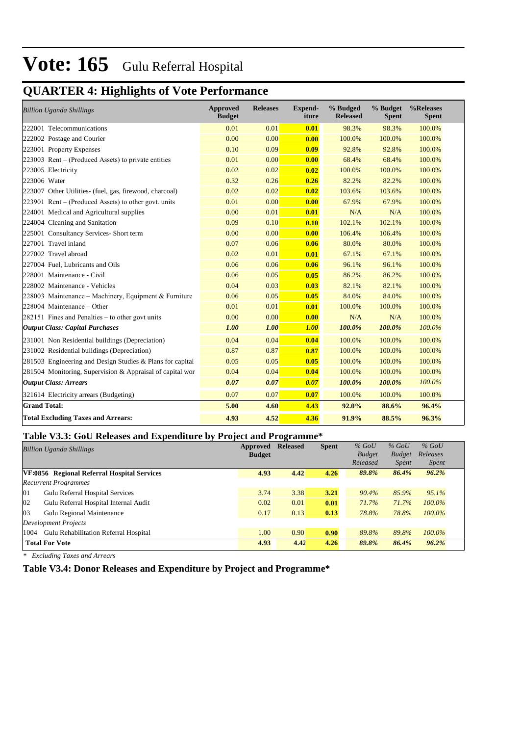# Vote: 165 Gulu Referral Hospital

## QUARTER 4: Highlights of Vote Performance

| *Billion Uganda Shillings* | Approved Budget | Releases | Expend-iture | % Budged Released | % Budget Spent | %Releases Spent |
|---|---|---|---|---|---|---|
| 222001 Telecommunications | 0.01 | 0.01 | **0.01** | 98.3% | 98.3% | 100.0% |
| 222002 Postage and Courier | 0.00 | 0.00 | **0.00** | 100.0% | 100.0% | 100.0% |
| 223001 Property Expenses | 0.10 | 0.09 | **0.09** | 92.8% | 92.8% | 100.0% |
| 223003 Rent – (Produced Assets) to private entities | 0.01 | 0.00 | **0.00** | 68.4% | 68.4% | 100.0% |
| 223005 Electricity | 0.02 | 0.02 | **0.02** | 100.0% | 100.0% | 100.0% |
| 223006 Water | 0.32 | 0.26 | **0.26** | 82.2% | 82.2% | 100.0% |
| 223007 Other Utilities- (fuel, gas, firewood, charcoal) | 0.02 | 0.02 | **0.02** | 103.6% | 103.6% | 100.0% |
| 223901 Rent – (Produced Assets) to other govt. units | 0.01 | 0.00 | **0.00** | 67.9% | 67.9% | 100.0% |
| 224001 Medical and Agricultural supplies | 0.00 | 0.01 | **0.01** | N/A | N/A | 100.0% |
| 224004 Cleaning and Sanitation | 0.09 | 0.10 | **0.10** | 102.1% | 102.1% | 100.0% |
| 225001 Consultancy Services- Short term | 0.00 | 0.00 | **0.00** | 106.4% | 106.4% | 100.0% |
| 227001 Travel inland | 0.07 | 0.06 | **0.06** | 80.0% | 80.0% | 100.0% |
| 227002 Travel abroad | 0.02 | 0.01 | **0.01** | 67.1% | 67.1% | 100.0% |
| 227004 Fuel, Lubricants and Oils | 0.06 | 0.06 | **0.06** | 96.1% | 96.1% | 100.0% |
| 228001 Maintenance - Civil | 0.06 | 0.05 | **0.05** | 86.2% | 86.2% | 100.0% |
| 228002 Maintenance - Vehicles | 0.04 | 0.03 | **0.03** | 82.1% | 82.1% | 100.0% |
| 228003 Maintenance – Machinery, Equipment & Furniture | 0.06 | 0.05 | **0.05** | 84.0% | 84.0% | 100.0% |
| 228004 Maintenance – Other | 0.01 | 0.01 | **0.01** | 100.0% | 100.0% | 100.0% |
| 282151 Fines and Penalties – to other govt units | 0.00 | 0.00 | **0.00** | N/A | N/A | 100.0% |
| ***Output Class: Capital Purchases*** | ***1.00*** | ***1.00*** | ***1.00*** | ***100.0%*** | ***100.0%*** | *100.0%* |
| 231001 Non Residential buildings (Depreciation) | 0.04 | 0.04 | **0.04** | 100.0% | 100.0% | 100.0% |
| 231002 Residential buildings (Depreciation) | 0.87 | 0.87 | **0.87** | 100.0% | 100.0% | 100.0% |
| 281503 Engineering and Design Studies & Plans for capital | 0.05 | 0.05 | **0.05** | 100.0% | 100.0% | 100.0% |
| 281504 Monitoring, Supervision & Appraisal of capital wor | 0.04 | 0.04 | **0.04** | 100.0% | 100.0% | 100.0% |
| ***Output Class: Arrears*** | ***0.07*** | ***0.07*** | ***0.07*** | ***100.0%*** | ***100.0%*** | *100.0%* |
| 321614 Electricity arrears (Budgeting) | 0.07 | 0.07 | **0.07** | 100.0% | 100.0% | 100.0% |
| **Grand Total:** | **5.00** | **4.60** | **4.43** | **92.0%** | **88.6%** | **96.4%** |
| **Total Excluding Taxes and Arrears:** | **4.93** | **4.52** | **4.36** | **91.9%** | **88.5%** | **96.3%** |

### Table V3.3: GoU Releases and Expenditure by Project and Programme*

| *Billion Uganda Shillings* | Approved Budget | Released | Spent | *% GoU Budget Released* | *% GoU Budget Spent* | *% GoU Releases Spent* |
|---|---|---|---|---|---|---|
| **VF:0856 Regional Referral Hospital Services** | **4.93** | **4.42** | **4.26** | ***89.8%*** | ***86.4%*** | ***96.2%*** |
| *Recurrent Programmes* | | | | | | |
| 01 Gulu Referral Hospital Services | 3.74 | 3.38 | **3.21** | *90.4%* | *85.9%* | *95.1%* |
| 02 Gulu Referral Hospital Internal Audit | 0.02 | 0.01 | **0.01** | *71.7%* | *71.7%* | *100.0%* |
| 03 Gulu Regional Maintenance | 0.17 | 0.13 | **0.13** | *78.8%* | *78.8%* | *100.0%* |
| *Development Projects* | | | | | | |
| 1004 Gulu Rehabilitation Referral Hospital | 1.00 | 0.90 | **0.90** | *89.8%* | *89.8%* | *100.0%* |
| **Total For Vote** | **4.93** | **4.42** | **4.26** | ***89.8%*** | ***86.4%*** | ***96.2%*** |

*\* Excluding Taxes and Arrears*

### Table V3.4: Donor Releases and Expenditure by Project and Programme*